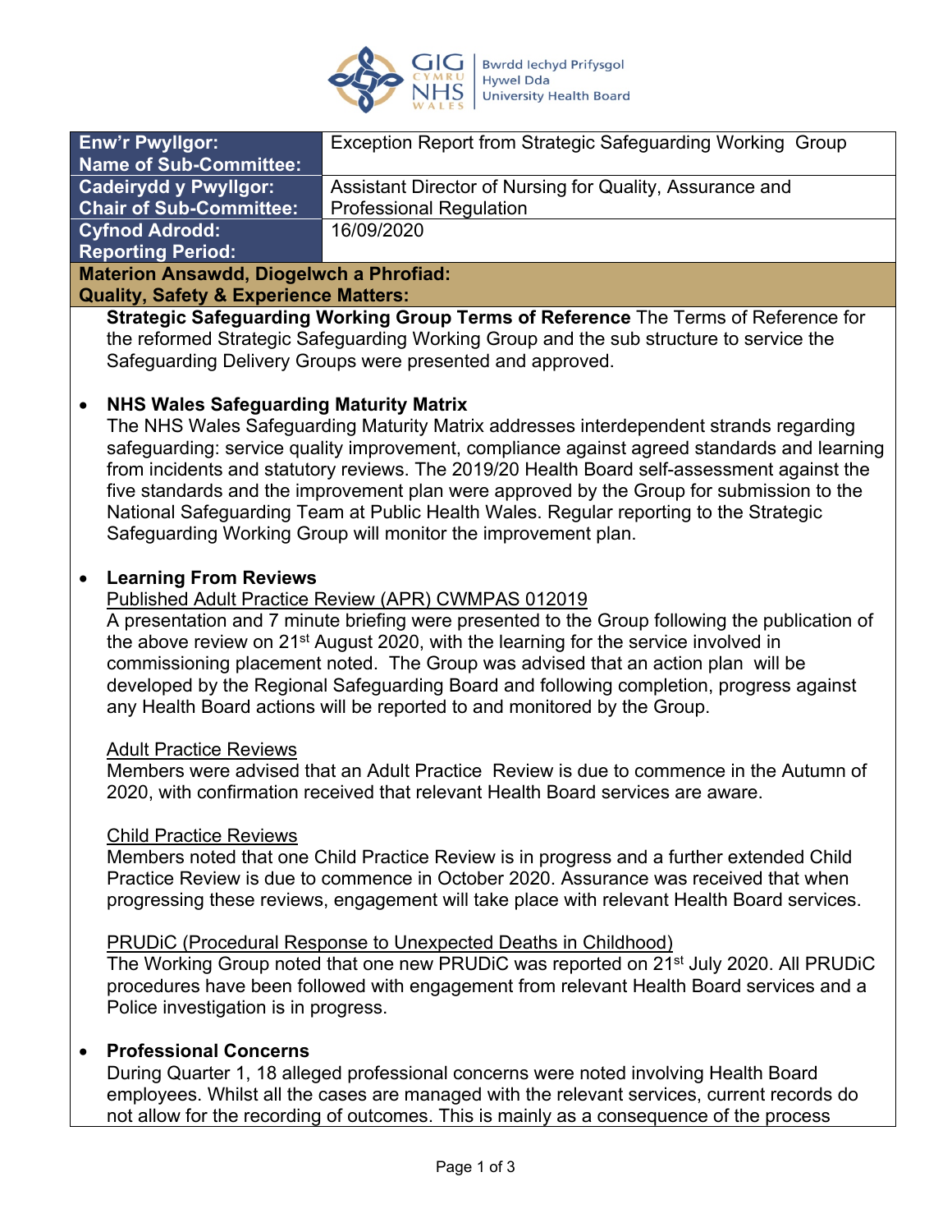| Enw'r Pwyllgor: Name of Sub-Committee: | Exception Report from Strategic Safeguarding Working Group |
|---|---|
| Cadeirydd y Pwyllgor: Chair of Sub-Committee: | Assistant Director of Nursing for Quality, Assurance and Professional Regulation |
| Cyfnod Adrodd: Reporting Period: | 16/09/2020 |

**Materion Ansawdd, Diogelwch a Phrofiad: Quality, Safety & Experience Matters:**

**Strategic Safeguarding Working Group Terms of Reference** The Terms of Reference for the reformed Strategic Safeguarding Working Group and the sub structure to service the Safeguarding Delivery Groups were presented and approved.

- **NHS Wales Safeguarding Maturity Matrix**
  The NHS Wales Safeguarding Maturity Matrix addresses interdependent strands regarding safeguarding: service quality improvement, compliance against agreed standards and learning from incidents and statutory reviews. The 2019/20 Health Board self-assessment against the five standards and the improvement plan were approved by the Group for submission to the National Safeguarding Team at Public Health Wales. Regular reporting to the Strategic Safeguarding Working Group will monitor the improvement plan.

- **Learning From Reviews**
  Published Adult Practice Review (APR) CWMPAS 012019
  A presentation and 7 minute briefing were presented to the Group following the publication of the above review on 21st August 2020, with the learning for the service involved in commissioning placement noted. The Group was advised that an action plan will be developed by the Regional Safeguarding Board and following completion, progress against any Health Board actions will be reported to and monitored by the Group.

  Adult Practice Reviews
  Members were advised that an Adult Practice Review is due to commence in the Autumn of 2020, with confirmation received that relevant Health Board services are aware.

  Child Practice Reviews
  Members noted that one Child Practice Review is in progress and a further extended Child Practice Review is due to commence in October 2020. Assurance was received that when progressing these reviews, engagement will take place with relevant Health Board services.

  PRUDiC (Procedural Response to Unexpected Deaths in Childhood)
  The Working Group noted that one new PRUDiC was reported on 21st July 2020. All PRUDiC procedures have been followed with engagement from relevant Health Board services and a Police investigation is in progress.

- **Professional Concerns**
  During Quarter 1, 18 alleged professional concerns were noted involving Health Board employees. Whilst all the cases are managed with the relevant services, current records do not allow for the recording of outcomes. This is mainly as a consequence of the process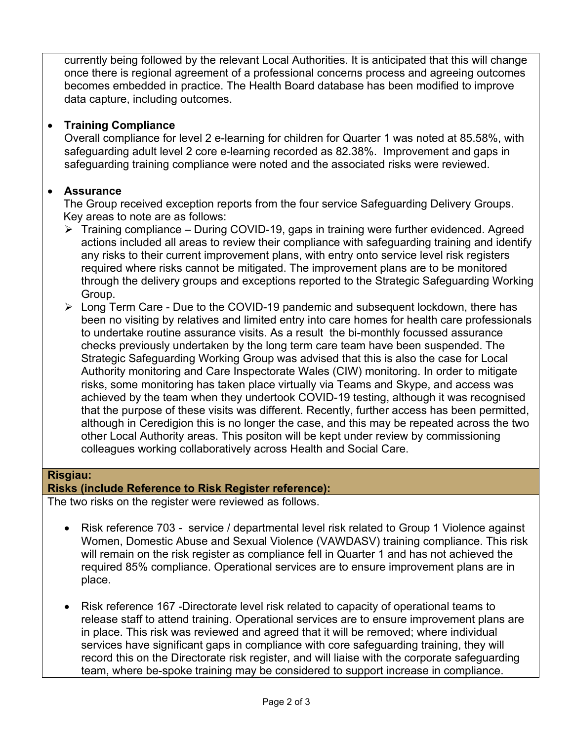currently being followed by the relevant Local Authorities. It is anticipated that this will change once there is regional agreement of a professional concerns process and agreeing outcomes becomes embedded in practice. The Health Board database has been modified to improve data capture, including outcomes.

- **Training Compliance**
  Overall compliance for level 2 e-learning for children for Quarter 1 was noted at 85.58%, with safeguarding adult level 2 core e-learning recorded as 82.38%. Improvement and gaps in safeguarding training compliance were noted and the associated risks were reviewed.

- **Assurance**
  The Group received exception reports from the four service Safeguarding Delivery Groups. Key areas to note are as follows:
  - Training compliance – During COVID-19, gaps in training were further evidenced. Agreed actions included all areas to review their compliance with safeguarding training and identify any risks to their current improvement plans, with entry onto service level risk registers required where risks cannot be mitigated. The improvement plans are to be monitored through the delivery groups and exceptions reported to the Strategic Safeguarding Working Group.
  - Long Term Care - Due to the COVID-19 pandemic and subsequent lockdown, there has been no visiting by relatives and limited entry into care homes for health care professionals to undertake routine assurance visits. As a result the bi-monthly focussed assurance checks previously undertaken by the long term care team have been suspended. The Strategic Safeguarding Working Group was advised that this is also the case for Local Authority monitoring and Care Inspectorate Wales (CIW) monitoring. In order to mitigate risks, some monitoring has taken place virtually via Teams and Skype, and access was achieved by the team when they undertook COVID-19 testing, although it was recognised that the purpose of these visits was different. Recently, further access has been permitted, although in Ceredigion this is no longer the case, and this may be repeated across the two other Local Authority areas. This positon will be kept under review by commissioning colleagues working collaboratively across Health and Social Care.

**Risgiau:**
**Risks (include Reference to Risk Register reference):**

The two risks on the register were reviewed as follows.

- Risk reference 703 - service / departmental level risk related to Group 1 Violence against Women, Domestic Abuse and Sexual Violence (VAWDASV) training compliance. This risk will remain on the risk register as compliance fell in Quarter 1 and has not achieved the required 85% compliance. Operational services are to ensure improvement plans are in place.

- Risk reference 167 -Directorate level risk related to capacity of operational teams to release staff to attend training. Operational services are to ensure improvement plans are in place. This risk was reviewed and agreed that it will be removed; where individual services have significant gaps in compliance with core safeguarding training, they will record this on the Directorate risk register, and will liaise with the corporate safeguarding team, where be-spoke training may be considered to support increase in compliance.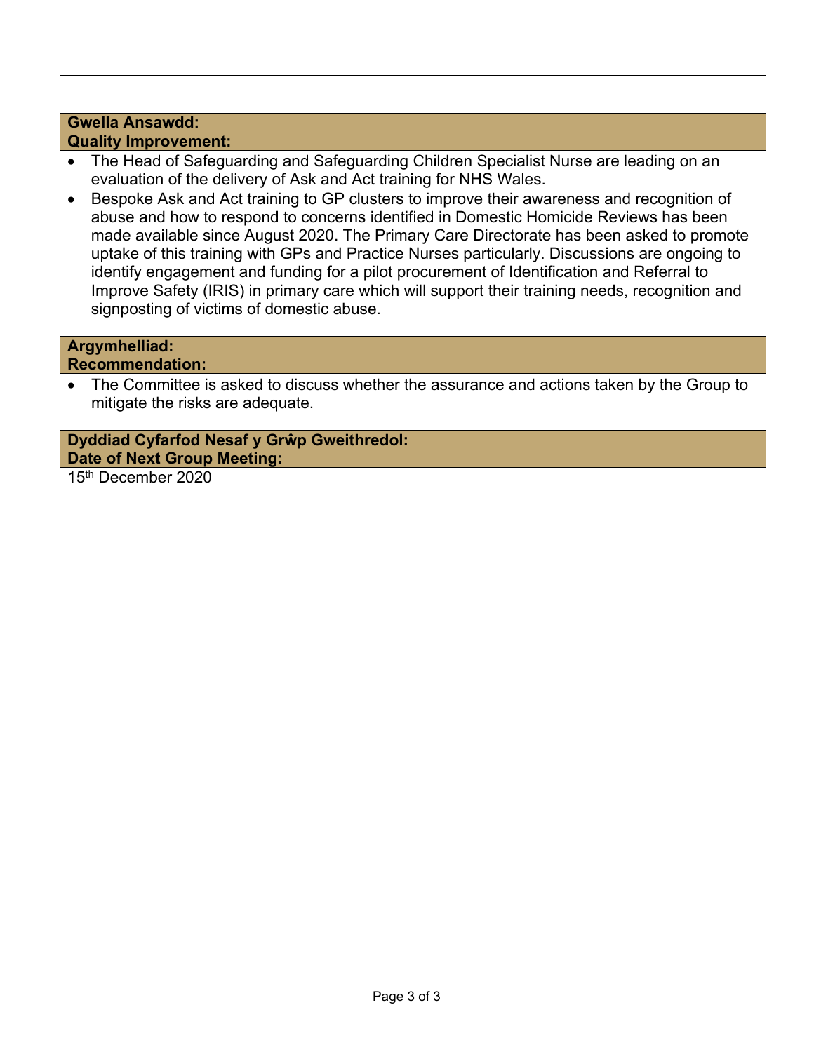**Gwella Ansawdd:**
**Quality Improvement:**

- The Head of Safeguarding and Safeguarding Children Specialist Nurse are leading on an evaluation of the delivery of Ask and Act training for NHS Wales.
- Bespoke Ask and Act training to GP clusters to improve their awareness and recognition of abuse and how to respond to concerns identified in Domestic Homicide Reviews has been made available since August 2020. The Primary Care Directorate has been asked to promote uptake of this training with GPs and Practice Nurses particularly. Discussions are ongoing to identify engagement and funding for a pilot procurement of Identification and Referral to Improve Safety (IRIS) in primary care which will support their training needs, recognition and signposting of victims of domestic abuse.

**Argymhelliad:**
**Recommendation:**

- The Committee is asked to discuss whether the assurance and actions taken by the Group to mitigate the risks are adequate.

**Dyddiad Cyfarfod Nesaf y Grŵp Gweithredol:**
**Date of Next Group Meeting:**

15th December 2020